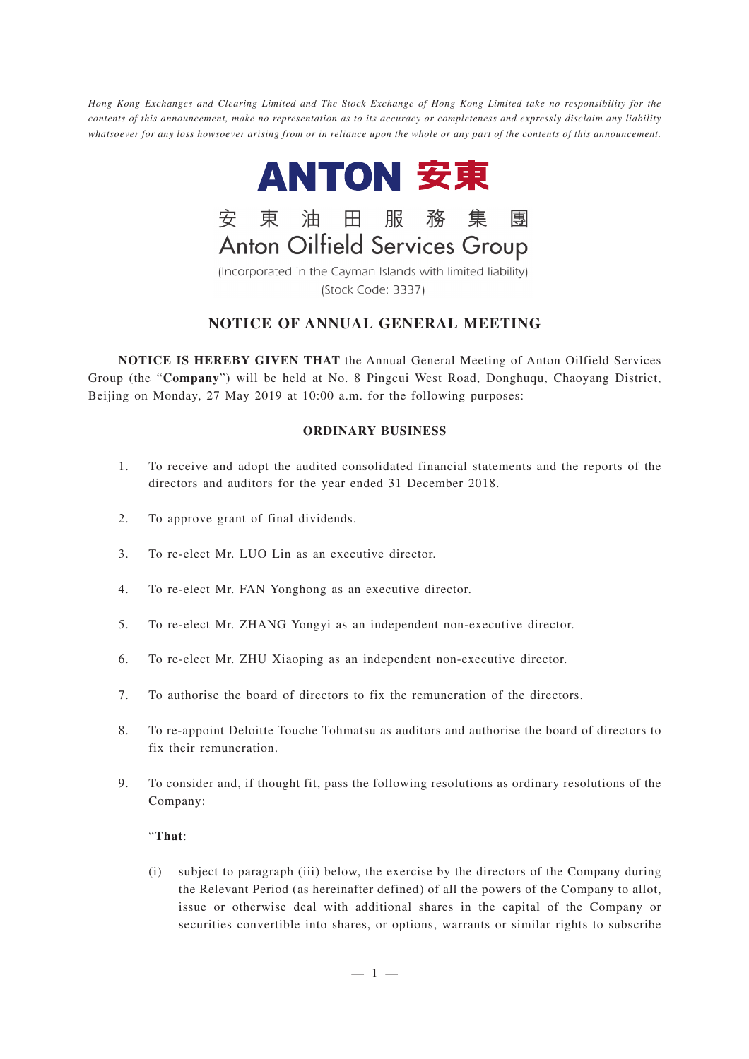*Hong Kong Exchanges and Clearing Limited and The Stock Exchange of Hong Kong Limited take no responsibility for the contents of this announcement, make no representation as to its accuracy or completeness and expressly disclaim any liability whatsoever for any loss howsoever arising from or in reliance upon the whole or any part of the contents of this announcement.*

**ANTON 安東**

安 東 油 田 服 務 集 團

Anton Oilfield Services Group

(Incorporated in the Cayman Islands with limited liability)

(Stock Code: 3337)

# NOTICE OF ANNUAL GENERAL MEETING

**NOTICE IS HEREBY GIVEN THAT** the Annual General Meeting of Anton Oilfield Services Group (the "**Company**") will be held at No. 8 Pingcui West Road, Donghuqu, Chaoyang District, Beijing on Monday, 27 May 2019 at 10:00 a.m. for the following purposes:

## ORDINARY BUSINESS

1. To receive and adopt the audited consolidated financial statements and the reports of the directors and auditors for the year ended 31 December 2018.

2. To approve grant of final dividends.

3. To re-elect Mr. LUO Lin as an executive director.

4. To re-elect Mr. FAN Yonghong as an executive director.

5. To re-elect Mr. ZHANG Yongyi as an independent non-executive director.

6. To re-elect Mr. ZHU Xiaoping as an independent non-executive director.

7. To authorise the board of directors to fix the remuneration of the directors.

8. To re-appoint Deloitte Touche Tohmatsu as auditors and authorise the board of directors to fix their remuneration.

9. To consider and, if thought fit, pass the following resolutions as ordinary resolutions of the Company:

   "**That**:

   (i) subject to paragraph (iii) below, the exercise by the directors of the Company during the Relevant Period (as hereinafter defined) of all the powers of the Company to allot, issue or otherwise deal with additional shares in the capital of the Company or securities convertible into shares, or options, warrants or similar rights to subscribe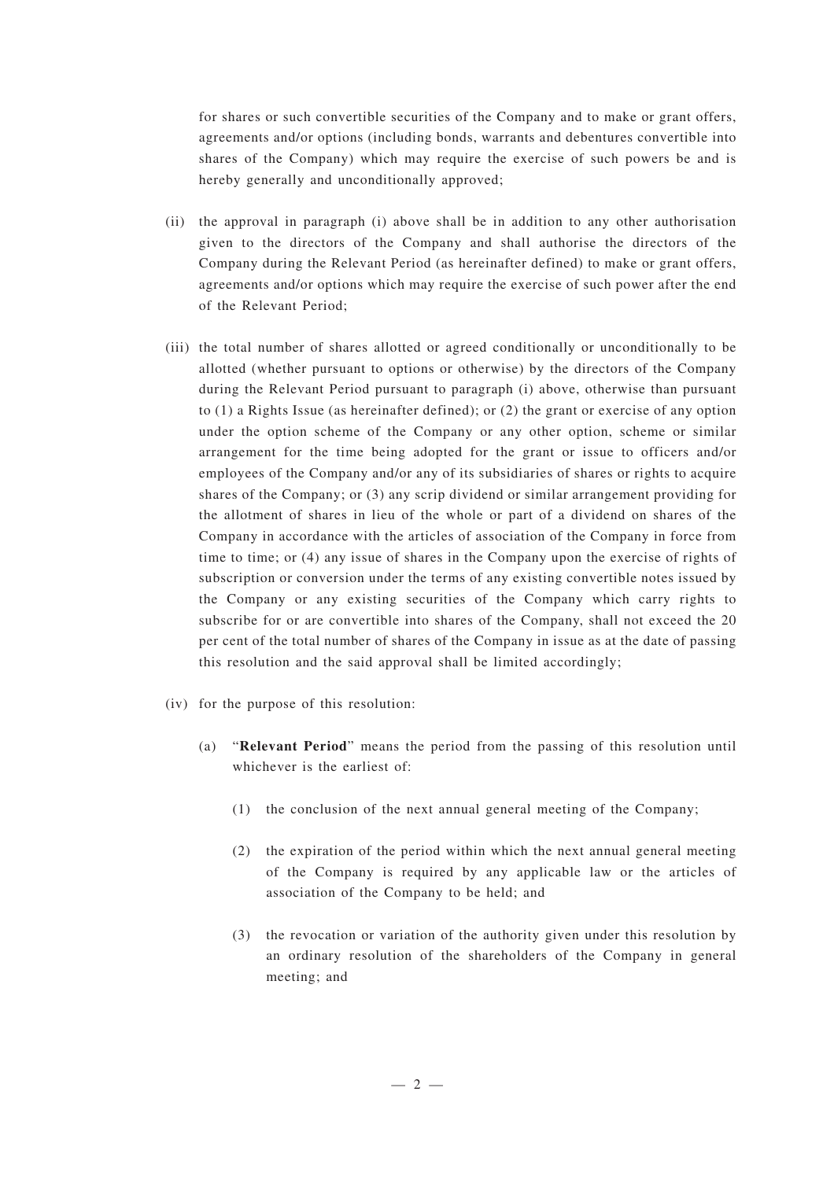for shares or such convertible securities of the Company and to make or grant offers, agreements and/or options (including bonds, warrants and debentures convertible into shares of the Company) which may require the exercise of such powers be and is hereby generally and unconditionally approved;

(ii) the approval in paragraph (i) above shall be in addition to any other authorisation given to the directors of the Company and shall authorise the directors of the Company during the Relevant Period (as hereinafter defined) to make or grant offers, agreements and/or options which may require the exercise of such power after the end of the Relevant Period;

(iii) the total number of shares allotted or agreed conditionally or unconditionally to be allotted (whether pursuant to options or otherwise) by the directors of the Company during the Relevant Period pursuant to paragraph (i) above, otherwise than pursuant to (1) a Rights Issue (as hereinafter defined); or (2) the grant or exercise of any option under the option scheme of the Company or any other option, scheme or similar arrangement for the time being adopted for the grant or issue to officers and/or employees of the Company and/or any of its subsidiaries of shares or rights to acquire shares of the Company; or (3) any scrip dividend or similar arrangement providing for the allotment of shares in lieu of the whole or part of a dividend on shares of the Company in accordance with the articles of association of the Company in force from time to time; or (4) any issue of shares in the Company upon the exercise of rights of subscription or conversion under the terms of any existing convertible notes issued by the Company or any existing securities of the Company which carry rights to subscribe for or are convertible into shares of the Company, shall not exceed the 20 per cent of the total number of shares of the Company in issue as at the date of passing this resolution and the said approval shall be limited accordingly;

(iv) for the purpose of this resolution:

(a) "**Relevant Period**" means the period from the passing of this resolution until whichever is the earliest of:

(1) the conclusion of the next annual general meeting of the Company;

(2) the expiration of the period within which the next annual general meeting of the Company is required by any applicable law or the articles of association of the Company to be held; and

(3) the revocation or variation of the authority given under this resolution by an ordinary resolution of the shareholders of the Company in general meeting; and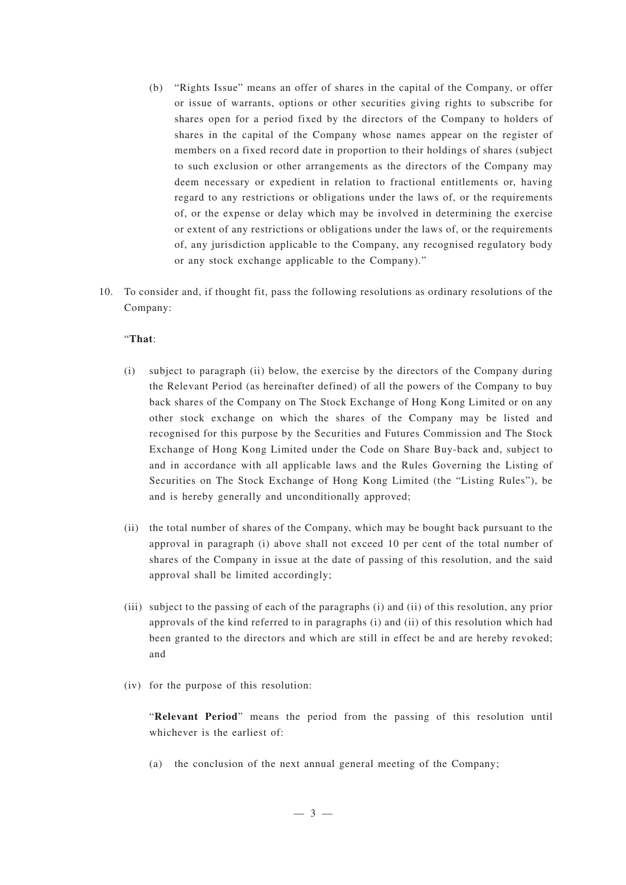(b) "Rights Issue" means an offer of shares in the capital of the Company, or offer or issue of warrants, options or other securities giving rights to subscribe for shares open for a period fixed by the directors of the Company to holders of shares in the capital of the Company whose names appear on the register of members on a fixed record date in proportion to their holdings of shares (subject to such exclusion or other arrangements as the directors of the Company may deem necessary or expedient in relation to fractional entitlements or, having regard to any restrictions or obligations under the laws of, or the requirements of, or the expense or delay which may be involved in determining the exercise or extent of any restrictions or obligations under the laws of, or the requirements of, any jurisdiction applicable to the Company, any recognised regulatory body or any stock exchange applicable to the Company)."

10. To consider and, if thought fit, pass the following resolutions as ordinary resolutions of the Company:

"**That**:

(i) subject to paragraph (ii) below, the exercise by the directors of the Company during the Relevant Period (as hereinafter defined) of all the powers of the Company to buy back shares of the Company on The Stock Exchange of Hong Kong Limited or on any other stock exchange on which the shares of the Company may be listed and recognised for this purpose by the Securities and Futures Commission and The Stock Exchange of Hong Kong Limited under the Code on Share Buy-back and, subject to and in accordance with all applicable laws and the Rules Governing the Listing of Securities on The Stock Exchange of Hong Kong Limited (the "Listing Rules"), be and is hereby generally and unconditionally approved;

(ii) the total number of shares of the Company, which may be bought back pursuant to the approval in paragraph (i) above shall not exceed 10 per cent of the total number of shares of the Company in issue at the date of passing of this resolution, and the said approval shall be limited accordingly;

(iii) subject to the passing of each of the paragraphs (i) and (ii) of this resolution, any prior approvals of the kind referred to in paragraphs (i) and (ii) of this resolution which had been granted to the directors and which are still in effect be and are hereby revoked; and

(iv) for the purpose of this resolution:

"**Relevant Period**" means the period from the passing of this resolution until whichever is the earliest of:

(a) the conclusion of the next annual general meeting of the Company;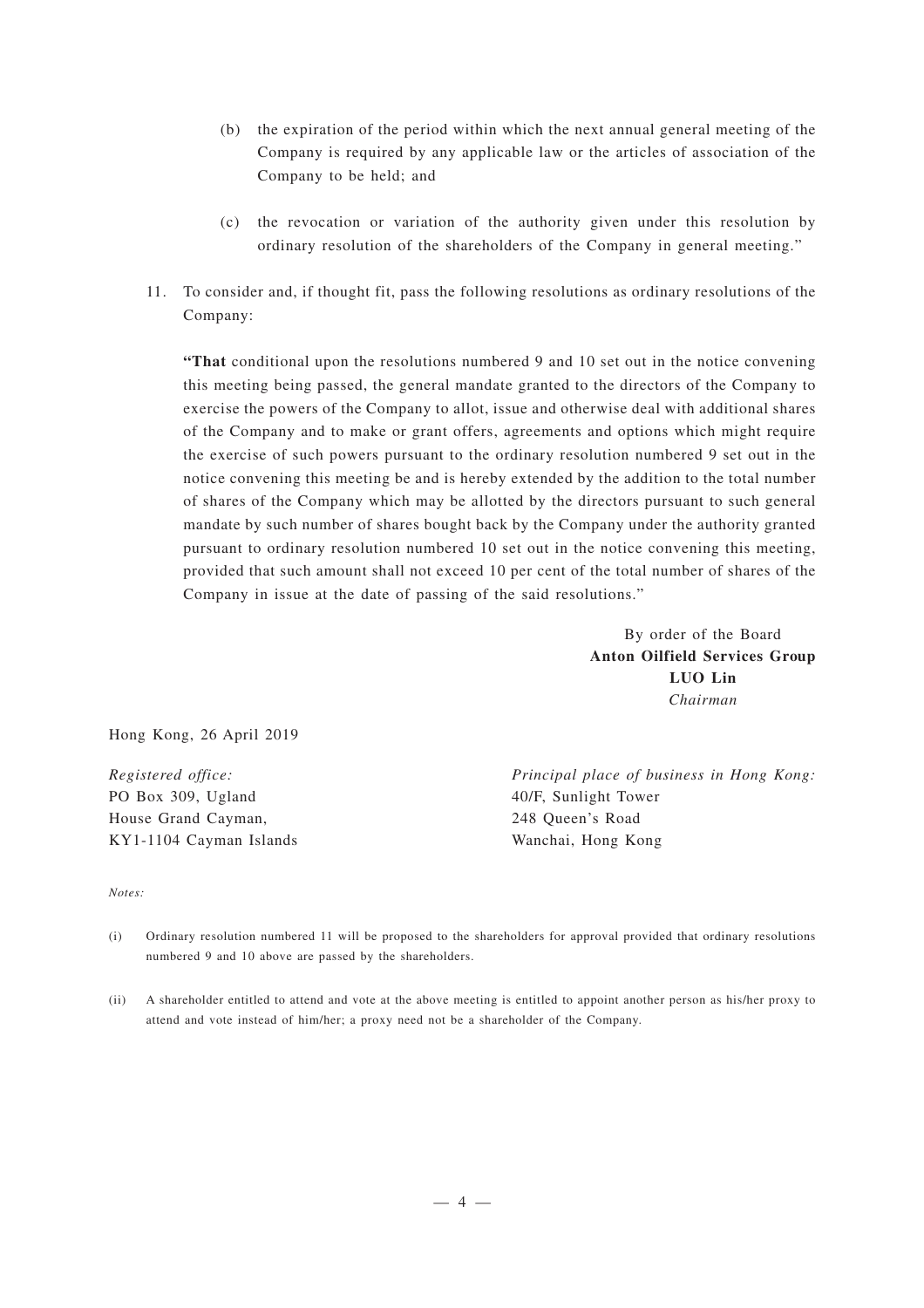(b) the expiration of the period within which the next annual general meeting of the Company is required by any applicable law or the articles of association of the Company to be held; and

(c) the revocation or variation of the authority given under this resolution by ordinary resolution of the shareholders of the Company in general meeting."

11. To consider and, if thought fit, pass the following resolutions as ordinary resolutions of the Company:

**"That** conditional upon the resolutions numbered 9 and 10 set out in the notice convening this meeting being passed, the general mandate granted to the directors of the Company to exercise the powers of the Company to allot, issue and otherwise deal with additional shares of the Company and to make or grant offers, agreements and options which might require the exercise of such powers pursuant to the ordinary resolution numbered 9 set out in the notice convening this meeting be and is hereby extended by the addition to the total number of shares of the Company which may be allotted by the directors pursuant to such general mandate by such number of shares bought back by the Company under the authority granted pursuant to ordinary resolution numbered 10 set out in the notice convening this meeting, provided that such amount shall not exceed 10 per cent of the total number of shares of the Company in issue at the date of passing of the said resolutions."

By order of the Board
**Anton Oilfield Services Group**
**LUO Lin**
*Chairman*

Hong Kong, 26 April 2019

*Registered office:*
PO Box 309, Ugland
House Grand Cayman,
KY1-1104 Cayman Islands

*Principal place of business in Hong Kong:*
40/F, Sunlight Tower
248 Queen's Road
Wanchai, Hong Kong

*Notes:*

(i) Ordinary resolution numbered 11 will be proposed to the shareholders for approval provided that ordinary resolutions numbered 9 and 10 above are passed by the shareholders.

(ii) A shareholder entitled to attend and vote at the above meeting is entitled to appoint another person as his/her proxy to attend and vote instead of him/her; a proxy need not be a shareholder of the Company.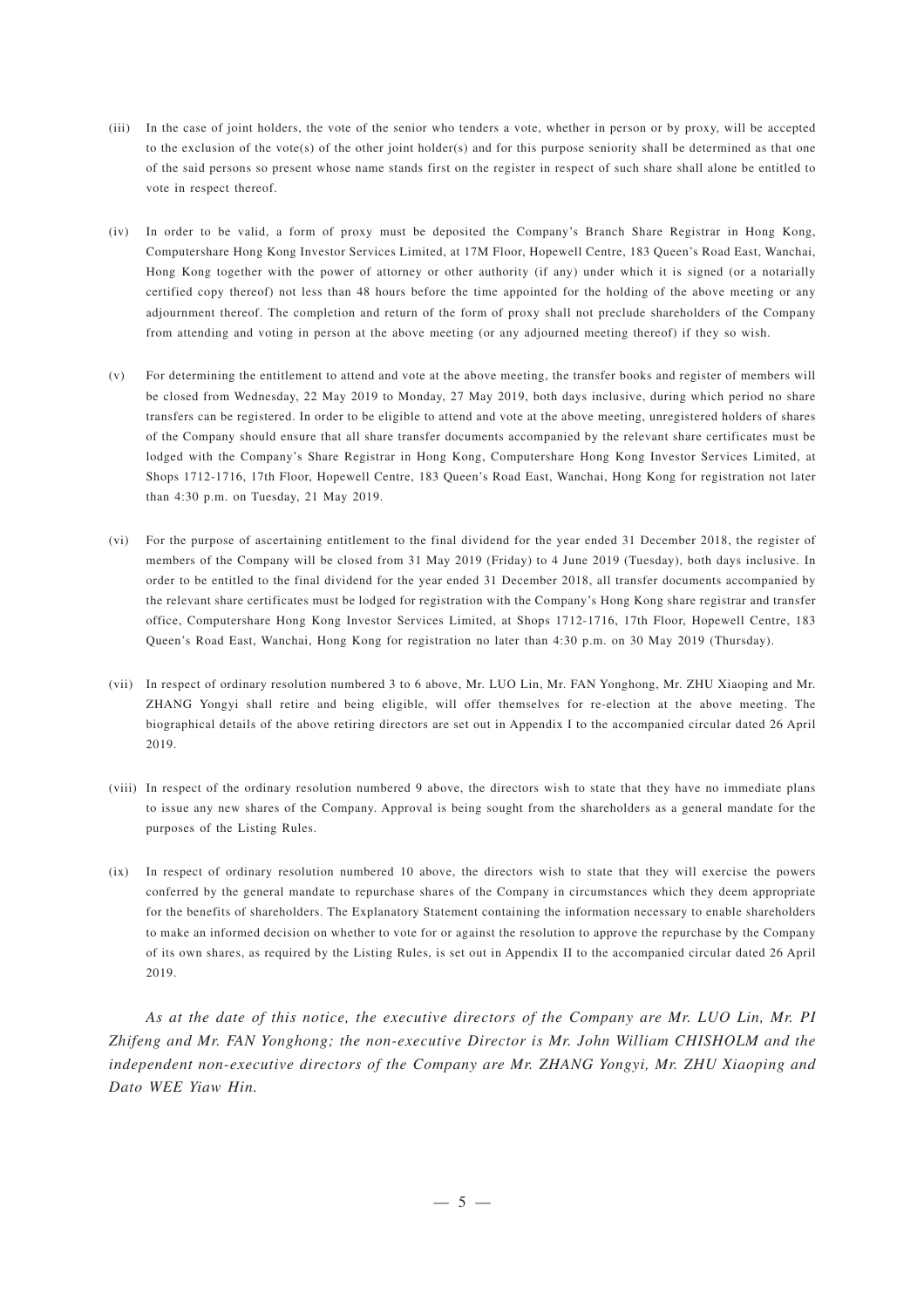(iii) In the case of joint holders, the vote of the senior who tenders a vote, whether in person or by proxy, will be accepted to the exclusion of the vote(s) of the other joint holder(s) and for this purpose seniority shall be determined as that one of the said persons so present whose name stands first on the register in respect of such share shall alone be entitled to vote in respect thereof.

(iv) In order to be valid, a form of proxy must be deposited the Company's Branch Share Registrar in Hong Kong, Computershare Hong Kong Investor Services Limited, at 17M Floor, Hopewell Centre, 183 Queen's Road East, Wanchai, Hong Kong together with the power of attorney or other authority (if any) under which it is signed (or a notarially certified copy thereof) not less than 48 hours before the time appointed for the holding of the above meeting or any adjournment thereof. The completion and return of the form of proxy shall not preclude shareholders of the Company from attending and voting in person at the above meeting (or any adjourned meeting thereof) if they so wish.

(v) For determining the entitlement to attend and vote at the above meeting, the transfer books and register of members will be closed from Wednesday, 22 May 2019 to Monday, 27 May 2019, both days inclusive, during which period no share transfers can be registered. In order to be eligible to attend and vote at the above meeting, unregistered holders of shares of the Company should ensure that all share transfer documents accompanied by the relevant share certificates must be lodged with the Company's Share Registrar in Hong Kong, Computershare Hong Kong Investor Services Limited, at Shops 1712-1716, 17th Floor, Hopewell Centre, 183 Queen's Road East, Wanchai, Hong Kong for registration not later than 4:30 p.m. on Tuesday, 21 May 2019.

(vi) For the purpose of ascertaining entitlement to the final dividend for the year ended 31 December 2018, the register of members of the Company will be closed from 31 May 2019 (Friday) to 4 June 2019 (Tuesday), both days inclusive. In order to be entitled to the final dividend for the year ended 31 December 2018, all transfer documents accompanied by the relevant share certificates must be lodged for registration with the Company's Hong Kong share registrar and transfer office, Computershare Hong Kong Investor Services Limited, at Shops 1712-1716, 17th Floor, Hopewell Centre, 183 Queen's Road East, Wanchai, Hong Kong for registration no later than 4:30 p.m. on 30 May 2019 (Thursday).

(vii) In respect of ordinary resolution numbered 3 to 6 above, Mr. LUO Lin, Mr. FAN Yonghong, Mr. ZHU Xiaoping and Mr. ZHANG Yongyi shall retire and being eligible, will offer themselves for re-election at the above meeting. The biographical details of the above retiring directors are set out in Appendix I to the accompanied circular dated 26 April 2019.

(viii) In respect of the ordinary resolution numbered 9 above, the directors wish to state that they have no immediate plans to issue any new shares of the Company. Approval is being sought from the shareholders as a general mandate for the purposes of the Listing Rules.

(ix) In respect of ordinary resolution numbered 10 above, the directors wish to state that they will exercise the powers conferred by the general mandate to repurchase shares of the Company in circumstances which they deem appropriate for the benefits of shareholders. The Explanatory Statement containing the information necessary to enable shareholders to make an informed decision on whether to vote for or against the resolution to approve the repurchase by the Company of its own shares, as required by the Listing Rules, is set out in Appendix II to the accompanied circular dated 26 April 2019.

*As at the date of this notice, the executive directors of the Company are Mr. LUO Lin, Mr. PI Zhifeng and Mr. FAN Yonghong; the non-executive Director is Mr. John William CHISHOLM and the independent non-executive directors of the Company are Mr. ZHANG Yongyi, Mr. ZHU Xiaoping and Dato WEE Yiaw Hin.*